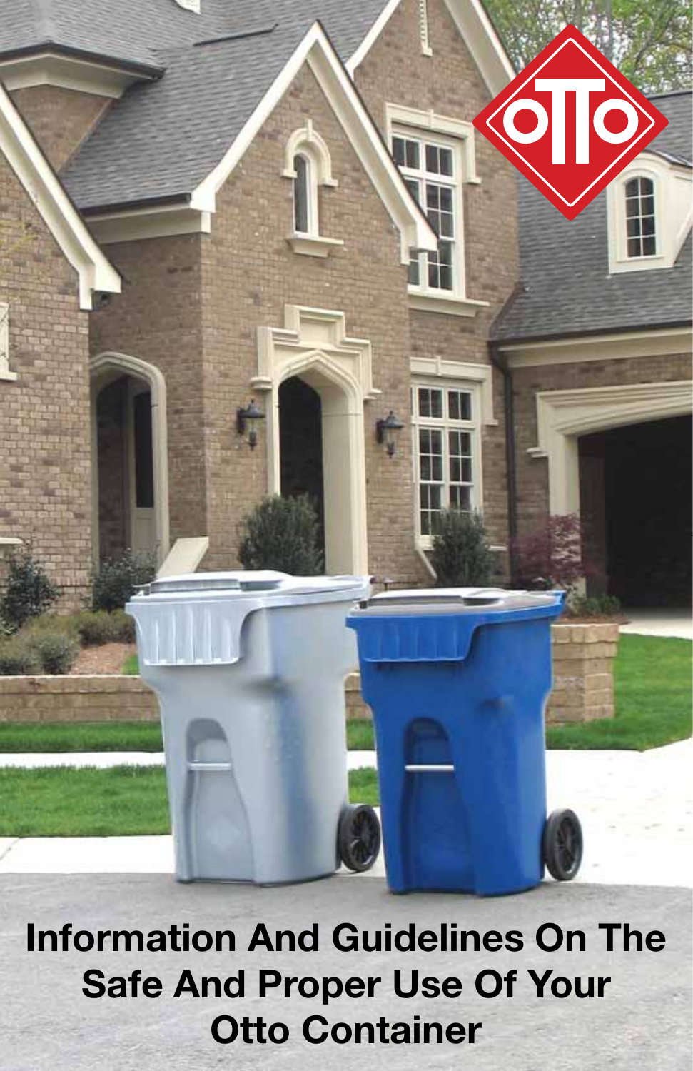# Information And Guidelines On The Safe And Proper Use Of Your Otto Container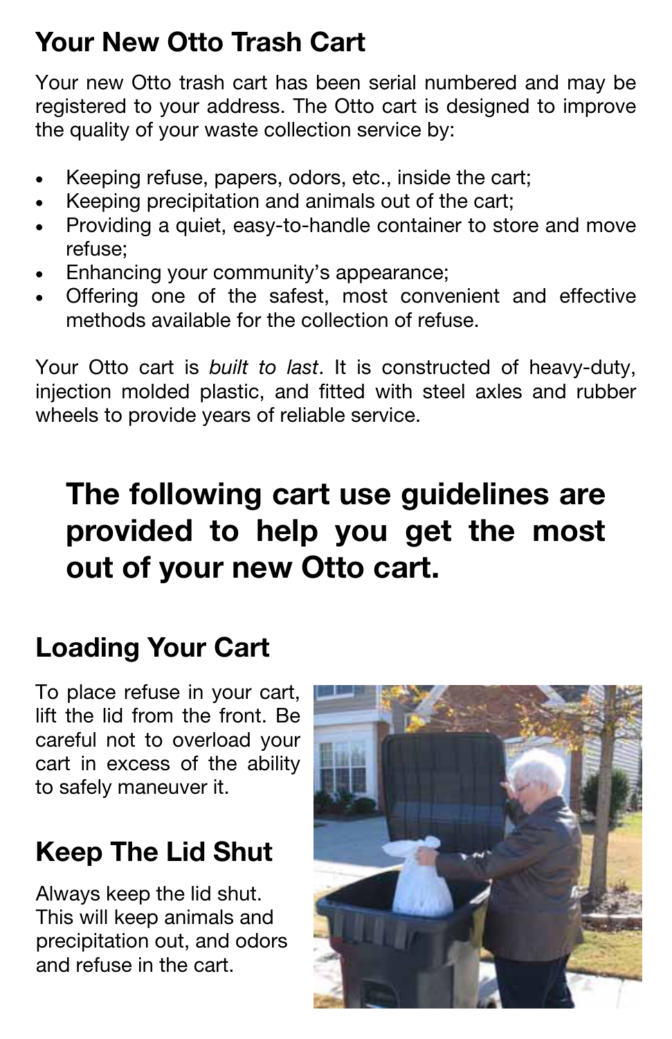## Your New Otto Trash Cart

Your new Otto trash cart has been serial numbered and may be registered to your address. The Otto cart is designed to improve the quality of your waste collection service by:

- Keeping refuse, papers, odors, etc., inside the cart;
- Keeping precipitation and animals out of the cart;
- Providing a quiet, easy-to-handle container to store and move refuse;
- Enhancing your community's appearance;
- Offering one of the safest, most convenient and effective methods available for the collection of refuse.

Your Otto cart is *built to last*. It is constructed of heavy-duty, injection molded plastic, and fitted with steel axles and rubber wheels to provide years of reliable service.

**The following cart use guidelines are provided to help you get the most out of your new Otto cart.**

## Loading Your Cart

To place refuse in your cart, lift the lid from the front. Be careful not to overload your cart in excess of the ability to safely maneuver it.

## Keep The Lid Shut

Always keep the lid shut. This will keep animals and precipitation out, and odors and refuse in the cart.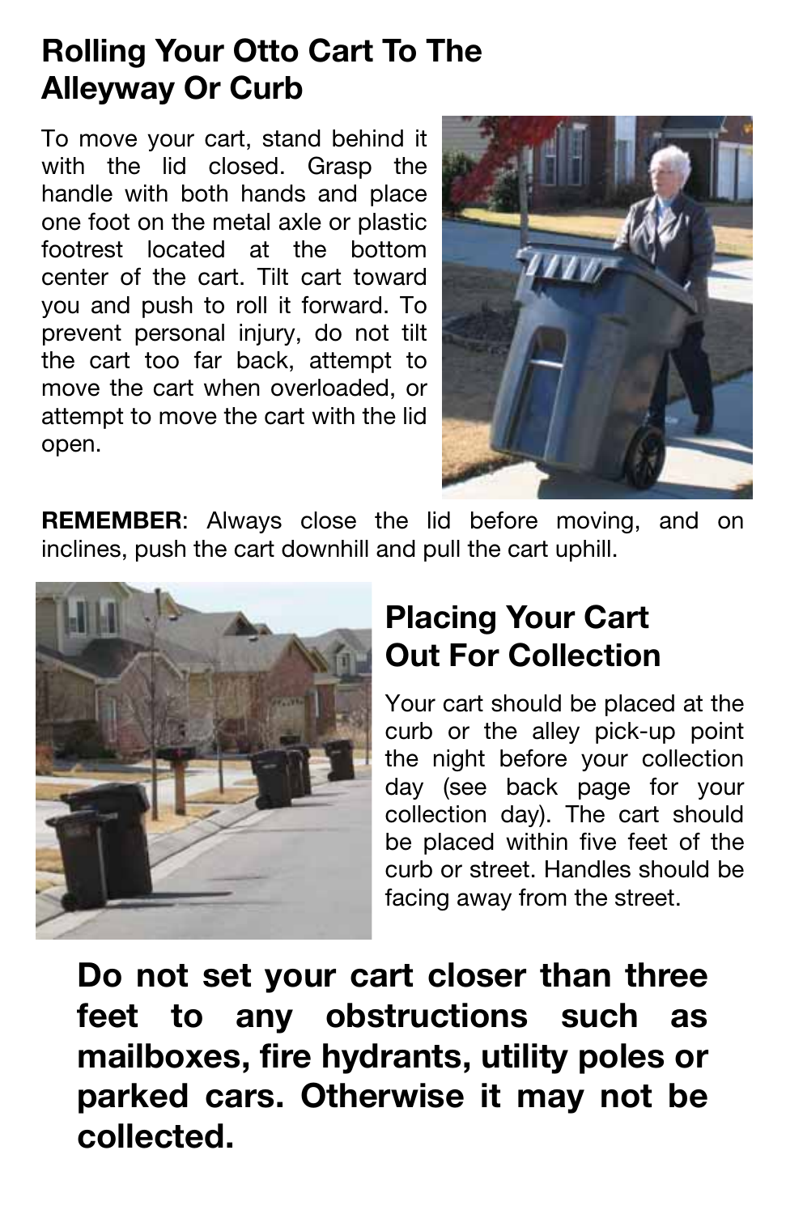## Rolling Your Otto Cart To The Alleyway Or Curb

To move your cart, stand behind it with the lid closed. Grasp the handle with both hands and place one foot on the metal axle or plastic footrest located at the bottom center of the cart. Tilt cart toward you and push to roll it forward. To prevent personal injury, do not tilt the cart too far back, attempt to move the cart when overloaded, or attempt to move the cart with the lid open.

**REMEMBER**: Always close the lid before moving, and on inclines, push the cart downhill and pull the cart uphill.

## Placing Your Cart Out For Collection

Your cart should be placed at the curb or the alley pick-up point the night before your collection day (see back page for your collection day). The cart should be placed within five feet of the curb or street. Handles should be facing away from the street.

**Do not set your cart closer than three feet to any obstructions such as mailboxes, fire hydrants, utility poles or parked cars. Otherwise it may not be collected.**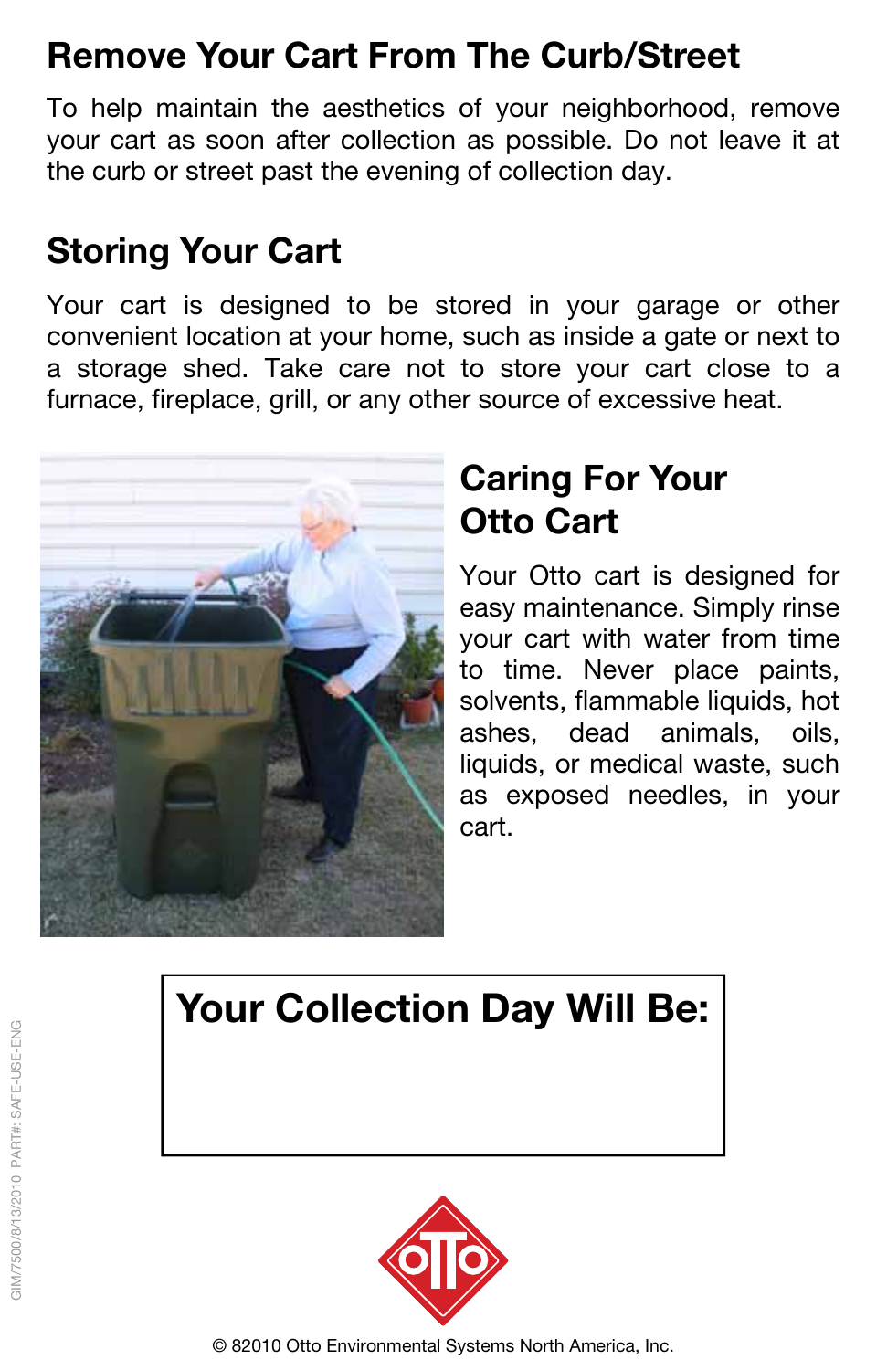## Remove Your Cart From The Curb/Street

To help maintain the aesthetics of your neighborhood, remove your cart as soon after collection as possible. Do not leave it at the curb or street past the evening of collection day.

## Storing Your Cart

Your cart is designed to be stored in your garage or other convenient location at your home, such as inside a gate or next to a storage shed. Take care not to store your cart close to a furnace, fireplace, grill, or any other source of excessive heat.

## Caring For Your Otto Cart

Your Otto cart is designed for easy maintenance. Simply rinse your cart with water from time to time. Never place paints, solvents, flammable liquids, hot ashes, dead animals, oils, liquids, or medical waste, such as exposed needles, in your cart.

**Your Collection Day Will Be:**

GIM/7500/8/13/2010 PART#: SAFE-USE-ENG

© 82010 Otto Environmental Systems North America, Inc.